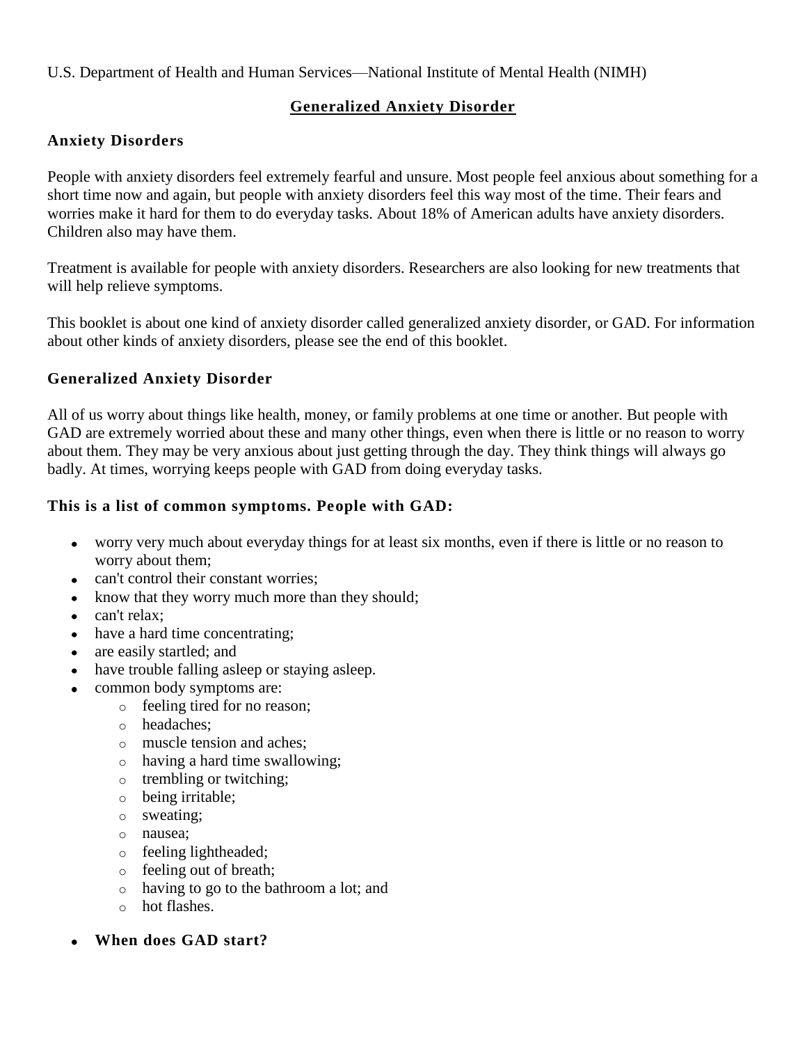U.S. Department of Health and Human Services—National Institute of Mental Health (NIMH)

# Generalized Anxiety Disorder

## Anxiety Disorders

People with anxiety disorders feel extremely fearful and unsure. Most people feel anxious about something for a short time now and again, but people with anxiety disorders feel this way most of the time. Their fears and worries make it hard for them to do everyday tasks. About 18% of American adults have anxiety disorders. Children also may have them.

Treatment is available for people with anxiety disorders. Researchers are also looking for new treatments that will help relieve symptoms.

This booklet is about one kind of anxiety disorder called generalized anxiety disorder, or GAD. For information about other kinds of anxiety disorders, please see the end of this booklet.

## Generalized Anxiety Disorder

All of us worry about things like health, money, or family problems at one time or another. But people with GAD are extremely worried about these and many other things, even when there is little or no reason to worry about them. They may be very anxious about just getting through the day. They think things will always go badly. At times, worrying keeps people with GAD from doing everyday tasks.

### This is a list of common symptoms. People with GAD:

- worry very much about everyday things for at least six months, even if there is little or no reason to worry about them;
- can't control their constant worries;
- know that they worry much more than they should;
- can't relax;
- have a hard time concentrating;
- are easily startled; and
- have trouble falling asleep or staying asleep.
- common body symptoms are:
  - feeling tired for no reason;
  - headaches;
  - muscle tension and aches;
  - having a hard time swallowing;
  - trembling or twitching;
  - being irritable;
  - sweating;
  - nausea;
  - feeling lightheaded;
  - feeling out of breath;
  - having to go to the bathroom a lot; and
  - hot flashes.

- **When does GAD start?**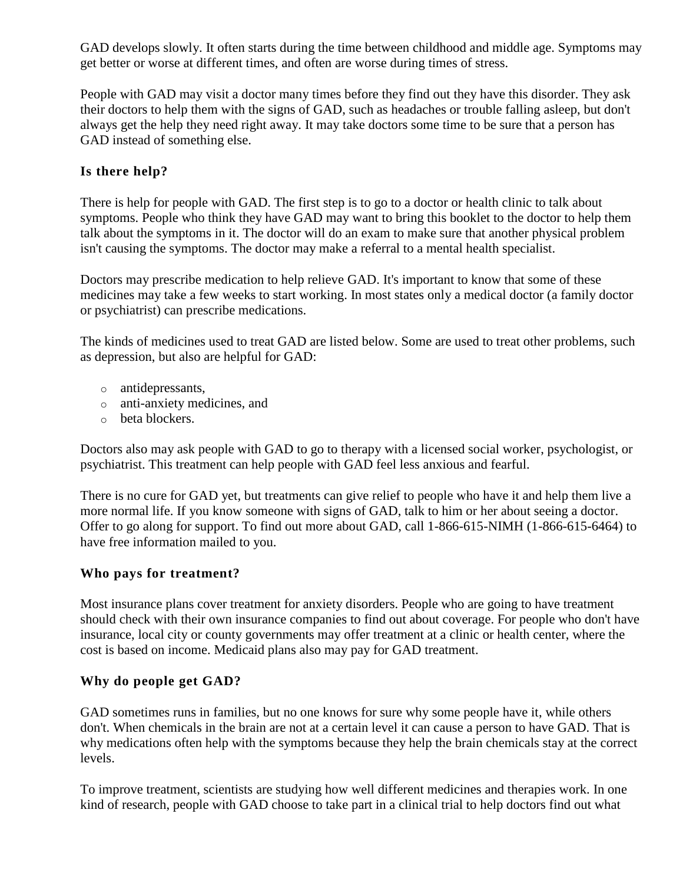GAD develops slowly. It often starts during the time between childhood and middle age. Symptoms may get better or worse at different times, and often are worse during times of stress.

People with GAD may visit a doctor many times before they find out they have this disorder. They ask their doctors to help them with the signs of GAD, such as headaches or trouble falling asleep, but don't always get the help they need right away. It may take doctors some time to be sure that a person has GAD instead of something else.

### Is there help?

There is help for people with GAD. The first step is to go to a doctor or health clinic to talk about symptoms. People who think they have GAD may want to bring this booklet to the doctor to help them talk about the symptoms in it. The doctor will do an exam to make sure that another physical problem isn't causing the symptoms. The doctor may make a referral to a mental health specialist.

Doctors may prescribe medication to help relieve GAD. It's important to know that some of these medicines may take a few weeks to start working. In most states only a medical doctor (a family doctor or psychiatrist) can prescribe medications.

The kinds of medicines used to treat GAD are listed below. Some are used to treat other problems, such as depression, but also are helpful for GAD:

- antidepressants,
- anti-anxiety medicines, and
- beta blockers.

Doctors also may ask people with GAD to go to therapy with a licensed social worker, psychologist, or psychiatrist. This treatment can help people with GAD feel less anxious and fearful.

There is no cure for GAD yet, but treatments can give relief to people who have it and help them live a more normal life. If you know someone with signs of GAD, talk to him or her about seeing a doctor. Offer to go along for support. To find out more about GAD, call 1-866-615-NIMH (1-866-615-6464) to have free information mailed to you.

### Who pays for treatment?

Most insurance plans cover treatment for anxiety disorders. People who are going to have treatment should check with their own insurance companies to find out about coverage. For people who don't have insurance, local city or county governments may offer treatment at a clinic or health center, where the cost is based on income. Medicaid plans also may pay for GAD treatment.

### Why do people get GAD?

GAD sometimes runs in families, but no one knows for sure why some people have it, while others don't. When chemicals in the brain are not at a certain level it can cause a person to have GAD. That is why medications often help with the symptoms because they help the brain chemicals stay at the correct levels.

To improve treatment, scientists are studying how well different medicines and therapies work. In one kind of research, people with GAD choose to take part in a clinical trial to help doctors find out what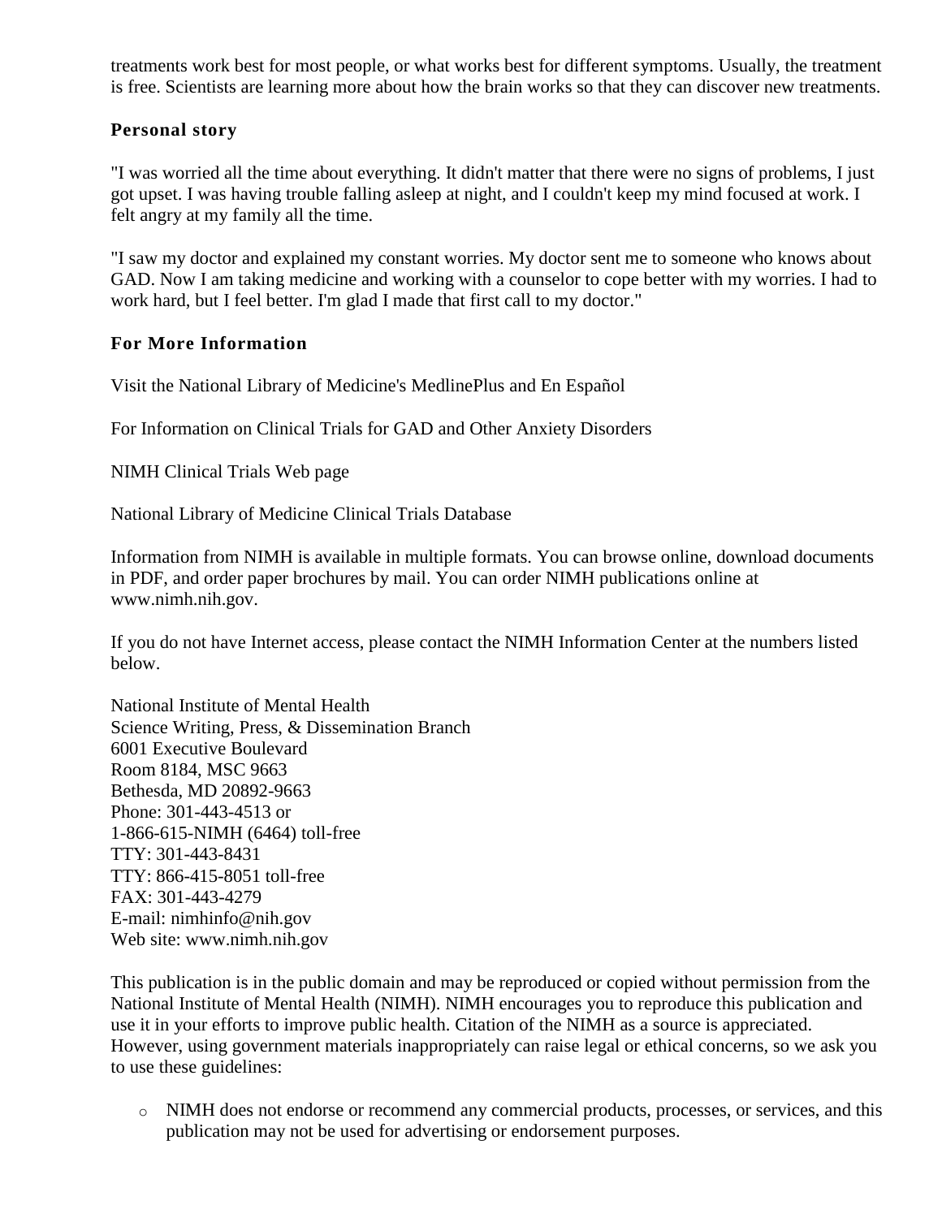treatments work best for most people, or what works best for different symptoms. Usually, the treatment is free. Scientists are learning more about how the brain works so that they can discover new treatments.

### Personal story

"I was worried all the time about everything. It didn't matter that there were no signs of problems, I just got upset. I was having trouble falling asleep at night, and I couldn't keep my mind focused at work. I felt angry at my family all the time.

"I saw my doctor and explained my constant worries. My doctor sent me to someone who knows about GAD. Now I am taking medicine and working with a counselor to cope better with my worries. I had to work hard, but I feel better. I'm glad I made that first call to my doctor."

### For More Information

Visit the National Library of Medicine's MedlinePlus and En Español

For Information on Clinical Trials for GAD and Other Anxiety Disorders

NIMH Clinical Trials Web page

National Library of Medicine Clinical Trials Database

Information from NIMH is available in multiple formats. You can browse online, download documents in PDF, and order paper brochures by mail. You can order NIMH publications online at www.nimh.nih.gov.

If you do not have Internet access, please contact the NIMH Information Center at the numbers listed below.

National Institute of Mental Health
Science Writing, Press, & Dissemination Branch
6001 Executive Boulevard
Room 8184, MSC 9663
Bethesda, MD 20892-9663
Phone: 301-443-4513 or
1-866-615-NIMH (6464) toll-free
TTY: 301-443-8431
TTY: 866-415-8051 toll-free
FAX: 301-443-4279
E-mail: nimhinfo@nih.gov
Web site: www.nimh.nih.gov

This publication is in the public domain and may be reproduced or copied without permission from the National Institute of Mental Health (NIMH). NIMH encourages you to reproduce this publication and use it in your efforts to improve public health. Citation of the NIMH as a source is appreciated. However, using government materials inappropriately can raise legal or ethical concerns, so we ask you to use these guidelines:

- NIMH does not endorse or recommend any commercial products, processes, or services, and this publication may not be used for advertising or endorsement purposes.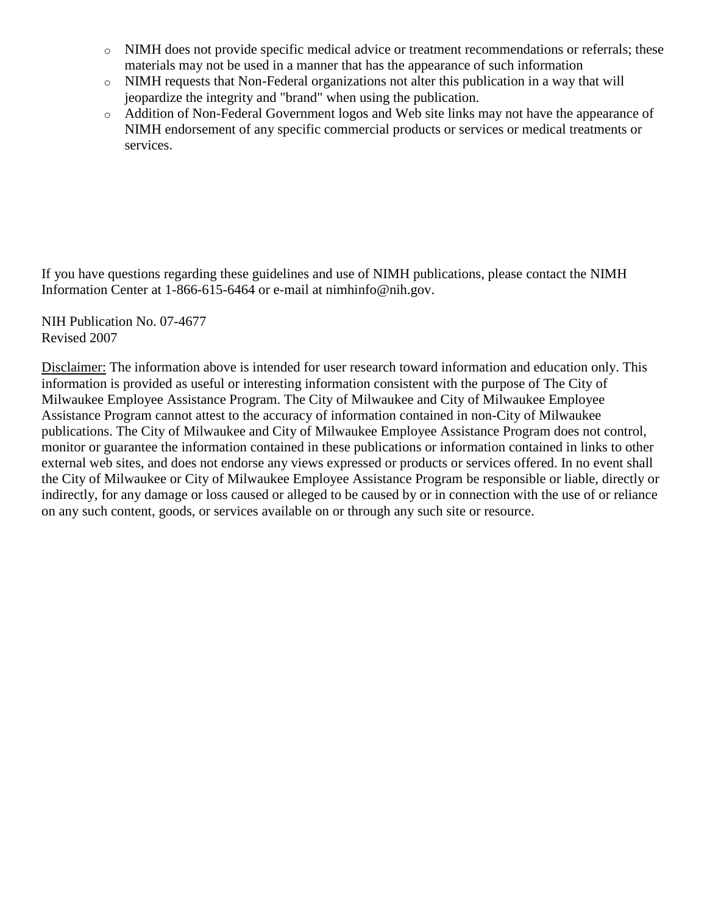- NIMH does not provide specific medical advice or treatment recommendations or referrals; these materials may not be used in a manner that has the appearance of such information
- NIMH requests that Non-Federal organizations not alter this publication in a way that will jeopardize the integrity and "brand" when using the publication.
- Addition of Non-Federal Government logos and Web site links may not have the appearance of NIMH endorsement of any specific commercial products or services or medical treatments or services.

If you have questions regarding these guidelines and use of NIMH publications, please contact the NIMH Information Center at 1-866-615-6464 or e-mail at nimhinfo@nih.gov.

NIH Publication No. 07-4677
Revised 2007

Disclaimer: The information above is intended for user research toward information and education only. This information is provided as useful or interesting information consistent with the purpose of The City of Milwaukee Employee Assistance Program. The City of Milwaukee and City of Milwaukee Employee Assistance Program cannot attest to the accuracy of information contained in non-City of Milwaukee publications. The City of Milwaukee and City of Milwaukee Employee Assistance Program does not control, monitor or guarantee the information contained in these publications or information contained in links to other external web sites, and does not endorse any views expressed or products or services offered. In no event shall the City of Milwaukee or City of Milwaukee Employee Assistance Program be responsible or liable, directly or indirectly, for any damage or loss caused or alleged to be caused by or in connection with the use of or reliance on any such content, goods, or services available on or through any such site or resource.